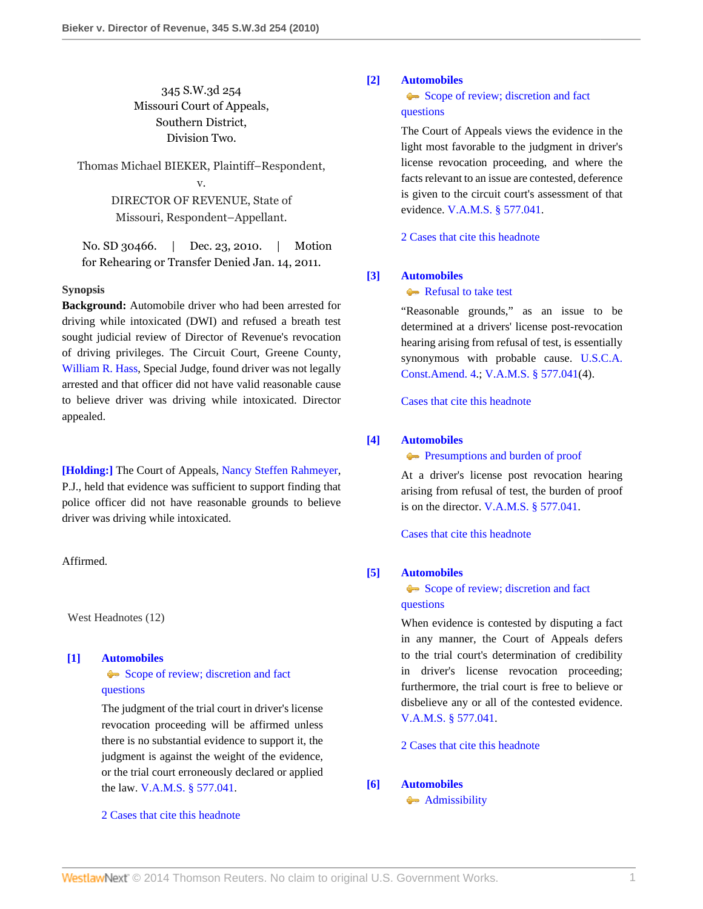345 S.W.3d 254
Missouri Court of Appeals,
Southern District,
Division Two.

Thomas Michael BIEKER, Plaintiff–Respondent,
v.
DIRECTOR OF REVENUE, State of Missouri, Respondent–Appellant.

No. SD 30466. | Dec. 23, 2010. | Motion for Rehearing or Transfer Denied Jan. 14, 2011.

**Synopsis**

**Background:** Automobile driver who had been arrested for driving while intoxicated (DWI) and refused a breath test sought judicial review of Director of Revenue's revocation of driving privileges. The Circuit Court, Greene County, William R. Hass, Special Judge, found driver was not legally arrested and that officer did not have valid reasonable cause to believe driver was driving while intoxicated. Director appealed.

**[Holding:]** The Court of Appeals, Nancy Steffen Rahmeyer, P.J., held that evidence was sufficient to support finding that police officer did not have reasonable grounds to believe driver was driving while intoxicated.

Affirmed.

West Headnotes (12)

**[1] Automobiles**
Scope of review; discretion and fact questions

The judgment of the trial court in driver's license revocation proceeding will be affirmed unless there is no substantial evidence to support it, the judgment is against the weight of the evidence, or the trial court erroneously declared or applied the law. V.A.M.S. § 577.041.

2 Cases that cite this headnote

**[2] Automobiles**
Scope of review; discretion and fact questions

The Court of Appeals views the evidence in the light most favorable to the judgment in driver's license revocation proceeding, and where the facts relevant to an issue are contested, deference is given to the circuit court's assessment of that evidence. V.A.M.S. § 577.041.

2 Cases that cite this headnote

**[3] Automobiles**
Refusal to take test

"Reasonable grounds," as an issue to be determined at a drivers' license post-revocation hearing arising from refusal of test, is essentially synonymous with probable cause. U.S.C.A. Const.Amend. 4.; V.A.M.S. § 577.041(4).

Cases that cite this headnote

**[4] Automobiles**
Presumptions and burden of proof

At a driver's license post revocation hearing arising from refusal of test, the burden of proof is on the director. V.A.M.S. § 577.041.

Cases that cite this headnote

**[5] Automobiles**
Scope of review; discretion and fact questions

When evidence is contested by disputing a fact in any manner, the Court of Appeals defers to the trial court's determination of credibility in driver's license revocation proceeding; furthermore, the trial court is free to believe or disbelieve any or all of the contested evidence. V.A.M.S. § 577.041.

2 Cases that cite this headnote

**[6] Automobiles**
Admissibility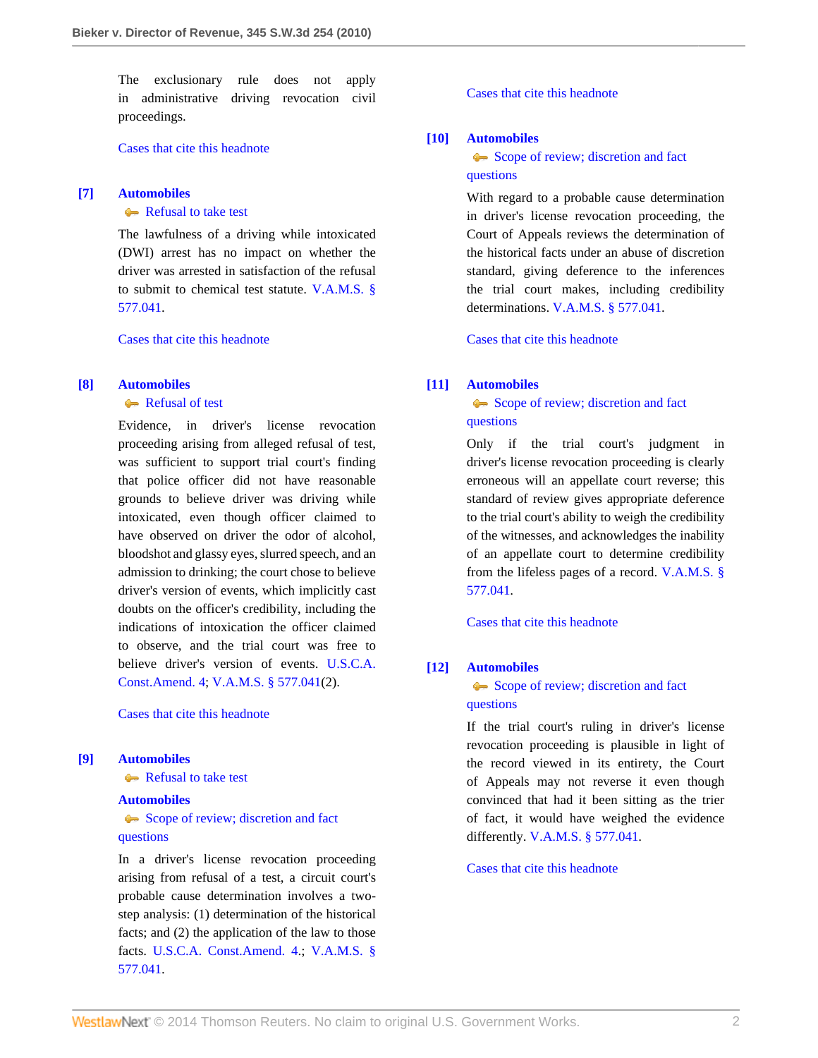The exclusionary rule does not apply in administrative driving revocation civil proceedings.

Cases that cite this headnote

**[7]** **Automobiles**
Refusal to take test

The lawfulness of a driving while intoxicated (DWI) arrest has no impact on whether the driver was arrested in satisfaction of the refusal to submit to chemical test statute. V.A.M.S. § 577.041.

Cases that cite this headnote

**[8]** **Automobiles**
Refusal of test

Evidence, in driver's license revocation proceeding arising from alleged refusal of test, was sufficient to support trial court's finding that police officer did not have reasonable grounds to believe driver was driving while intoxicated, even though officer claimed to have observed on driver the odor of alcohol, bloodshot and glassy eyes, slurred speech, and an admission to drinking; the court chose to believe driver's version of events, which implicitly cast doubts on the officer's credibility, including the indications of intoxication the officer claimed to observe, and the trial court was free to believe driver's version of events. U.S.C.A. Const.Amend. 4; V.A.M.S. § 577.041(2).

Cases that cite this headnote

**[9]** **Automobiles**
Refusal to take test

**Automobiles**
Scope of review; discretion and fact questions

In a driver's license revocation proceeding arising from refusal of a test, a circuit court's probable cause determination involves a two-step analysis: (1) determination of the historical facts; and (2) the application of the law to those facts. U.S.C.A. Const.Amend. 4.; V.A.M.S. § 577.041.

Cases that cite this headnote

**[10]** **Automobiles**
Scope of review; discretion and fact questions

With regard to a probable cause determination in driver's license revocation proceeding, the Court of Appeals reviews the determination of the historical facts under an abuse of discretion standard, giving deference to the inferences the trial court makes, including credibility determinations. V.A.M.S. § 577.041.

Cases that cite this headnote

**[11]** **Automobiles**
Scope of review; discretion and fact questions

Only if the trial court's judgment in driver's license revocation proceeding is clearly erroneous will an appellate court reverse; this standard of review gives appropriate deference to the trial court's ability to weigh the credibility of the witnesses, and acknowledges the inability of an appellate court to determine credibility from the lifeless pages of a record. V.A.M.S. § 577.041.

Cases that cite this headnote

**[12]** **Automobiles**
Scope of review; discretion and fact questions

If the trial court's ruling in driver's license revocation proceeding is plausible in light of the record viewed in its entirety, the Court of Appeals may not reverse it even though convinced that had it been sitting as the trier of fact, it would have weighed the evidence differently. V.A.M.S. § 577.041.

Cases that cite this headnote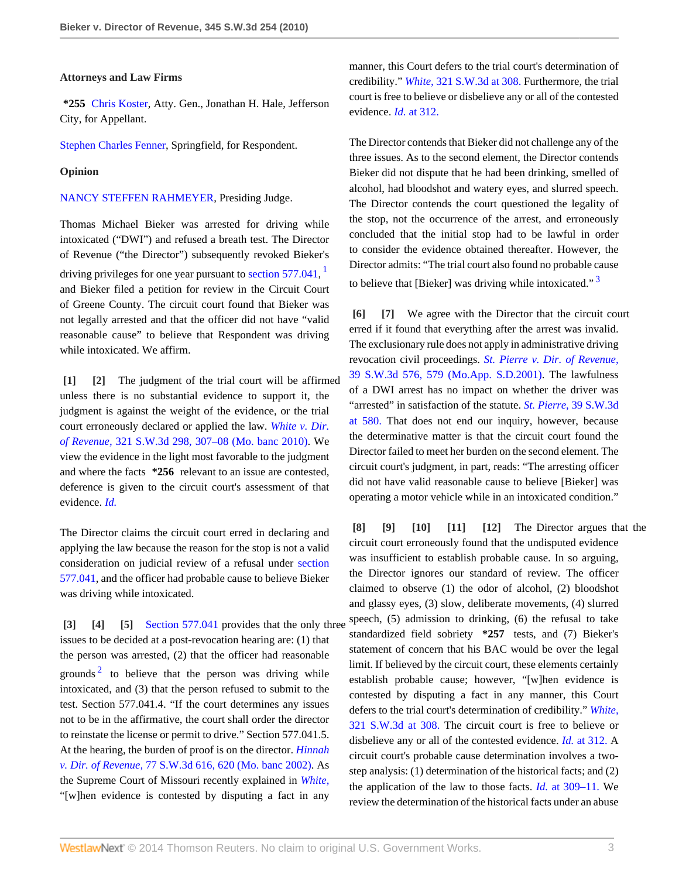**Attorneys and Law Firms**

*255 Chris Koster, Atty. Gen., Jonathan H. Hale, Jefferson City, for Appellant.

Stephen Charles Fenner, Springfield, for Respondent.

**Opinion**

NANCY STEFFEN RAHMEYER, Presiding Judge.

Thomas Michael Bieker was arrested for driving while intoxicated ("DWI") and refused a breath test. The Director of Revenue ("the Director") subsequently revoked Bieker's driving privileges for one year pursuant to section 577.041, [1] and Bieker filed a petition for review in the Circuit Court of Greene County. The circuit court found that Bieker was not legally arrested and that the officer did not have "valid reasonable cause" to believe that Respondent was driving while intoxicated. We affirm.

**[1] [2]** The judgment of the trial court will be affirmed unless there is no substantial evidence to support it, the judgment is against the weight of the evidence, or the trial court erroneously declared or applied the law. *White v. Dir. of Revenue,* 321 S.W.3d 298, 307–08 (Mo. banc 2010). We view the evidence in the light most favorable to the judgment and where the facts *256 relevant to an issue are contested, deference is given to the circuit court's assessment of that evidence. *Id.*

The Director claims the circuit court erred in declaring and applying the law because the reason for the stop is not a valid consideration on judicial review of a refusal under section 577.041, and the officer had probable cause to believe Bieker was driving while intoxicated.

**[3] [4] [5]** Section 577.041 provides that the only three issues to be decided at a post-revocation hearing are: (1) that the person was arrested, (2) that the officer had reasonable grounds [2] to believe that the person was driving while intoxicated, and (3) that the person refused to submit to the test. Section 577.041.4. "If the court determines any issues not to be in the affirmative, the court shall order the director to reinstate the license or permit to drive." Section 577.041.5. At the hearing, the burden of proof is on the director. *Hinnah v. Dir. of Revenue,* 77 S.W.3d 616, 620 (Mo. banc 2002). As the Supreme Court of Missouri recently explained in *White,* "[w]hen evidence is contested by disputing a fact in any manner, this Court defers to the trial court's determination of credibility." *White,* 321 S.W.3d at 308. Furthermore, the trial court is free to believe or disbelieve any or all of the contested evidence. *Id.* at 312.

The Director contends that Bieker did not challenge any of the three issues. As to the second element, the Director contends Bieker did not dispute that he had been drinking, smelled of alcohol, had bloodshot and watery eyes, and slurred speech. The Director contends the court questioned the legality of the stop, not the occurrence of the arrest, and erroneously concluded that the initial stop had to be lawful in order to consider the evidence obtained thereafter. However, the Director admits: "The trial court also found no probable cause to believe that [Bieker] was driving while intoxicated." [3]

**[6] [7]** We agree with the Director that the circuit court erred if it found that everything after the arrest was invalid. The exclusionary rule does not apply in administrative driving revocation civil proceedings. *St. Pierre v. Dir. of Revenue,* 39 S.W.3d 576, 579 (Mo.App. S.D.2001). The lawfulness of a DWI arrest has no impact on whether the driver was "arrested" in satisfaction of the statute. *St. Pierre,* 39 S.W.3d at 580. That does not end our inquiry, however, because the determinative matter is that the circuit court found the Director failed to meet her burden on the second element. The circuit court's judgment, in part, reads: "The arresting officer did not have valid reasonable cause to believe [Bieker] was operating a motor vehicle while in an intoxicated condition."

**[8] [9] [10] [11] [12]** The Director argues that the circuit court erroneously found that the undisputed evidence was insufficient to establish probable cause. In so arguing, the Director ignores our standard of review. The officer claimed to observe (1) the odor of alcohol, (2) bloodshot and glassy eyes, (3) slow, deliberate movements, (4) slurred speech, (5) admission to drinking, (6) the refusal to take standardized field sobriety *257 tests, and (7) Bieker's statement of concern that his BAC would be over the legal limit. If believed by the circuit court, these elements certainly establish probable cause; however, "[w]hen evidence is contested by disputing a fact in any manner, this Court defers to the trial court's determination of credibility." *White,* 321 S.W.3d at 308. The circuit court is free to believe or disbelieve any or all of the contested evidence. *Id.* at 312. A circuit court's probable cause determination involves a two-step analysis: (1) determination of the historical facts; and (2) the application of the law to those facts. *Id.* at 309–11. We review the determination of the historical facts under an abuse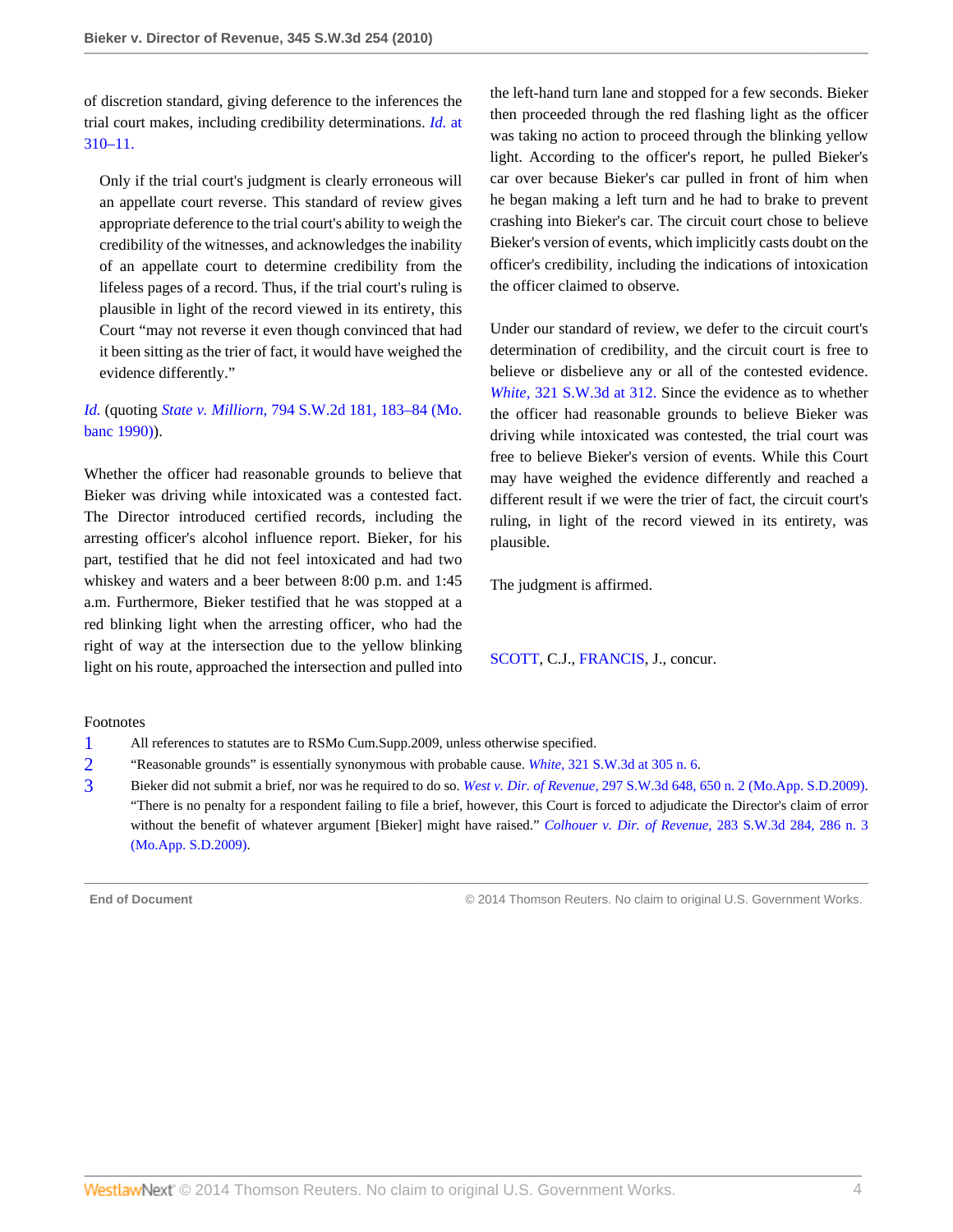of discretion standard, giving deference to the inferences the trial court makes, including credibility determinations. *Id.* at 310–11.

> Only if the trial court's judgment is clearly erroneous will an appellate court reverse. This standard of review gives appropriate deference to the trial court's ability to weigh the credibility of the witnesses, and acknowledges the inability of an appellate court to determine credibility from the lifeless pages of a record. Thus, if the trial court's ruling is plausible in light of the record viewed in its entirety, this Court "may not reverse it even though convinced that had it been sitting as the trier of fact, it would have weighed the evidence differently."

*Id.* (quoting *State v. Millorn,* 794 S.W.2d 181, 183–84 (Mo. banc 1990)).

Whether the officer had reasonable grounds to believe that Bieker was driving while intoxicated was a contested fact. The Director introduced certified records, including the arresting officer's alcohol influence report. Bieker, for his part, testified that he did not feel intoxicated and had two whiskey and waters and a beer between 8:00 p.m. and 1:45 a.m. Furthermore, Bieker testified that he was stopped at a red blinking light when the arresting officer, who had the right of way at the intersection due to the yellow blinking light on his route, approached the intersection and pulled into the left-hand turn lane and stopped for a few seconds. Bieker then proceeded through the red flashing light as the officer was taking no action to proceed through the blinking yellow light. According to the officer's report, he pulled Bieker's car over because Bieker's car pulled in front of him when he began making a left turn and he had to brake to prevent crashing into Bieker's car. The circuit court chose to believe Bieker's version of events, which implicitly casts doubt on the officer's credibility, including the indications of intoxication the officer claimed to observe.

Under our standard of review, we defer to the circuit court's determination of credibility, and the circuit court is free to believe or disbelieve any or all of the contested evidence. *White,* 321 S.W.3d at 312. Since the evidence as to whether the officer had reasonable grounds to believe Bieker was driving while intoxicated was contested, the trial court was free to believe Bieker's version of events. While this Court may have weighed the evidence differently and reached a different result if we were the trier of fact, the circuit court's ruling, in light of the record viewed in its entirety, was plausible.

The judgment is affirmed.

SCOTT, C.J., FRANCIS, J., concur.

Footnotes

1 All references to statutes are to RSMo Cum.Supp.2009, unless otherwise specified.

2 "Reasonable grounds" is essentially synonymous with probable cause. *White,* 321 S.W.3d at 305 n. 6.

3 Bieker did not submit a brief, nor was he required to do so. *West v. Dir. of Revenue,* 297 S.W.3d 648, 650 n. 2 (Mo.App. S.D.2009). "There is no penalty for a respondent failing to file a brief, however, this Court is forced to adjudicate the Director's claim of error without the benefit of whatever argument [Bieker] might have raised." *Colhouer v. Dir. of Revenue,* 283 S.W.3d 284, 286 n. 3 (Mo.App. S.D.2009).

End of Document